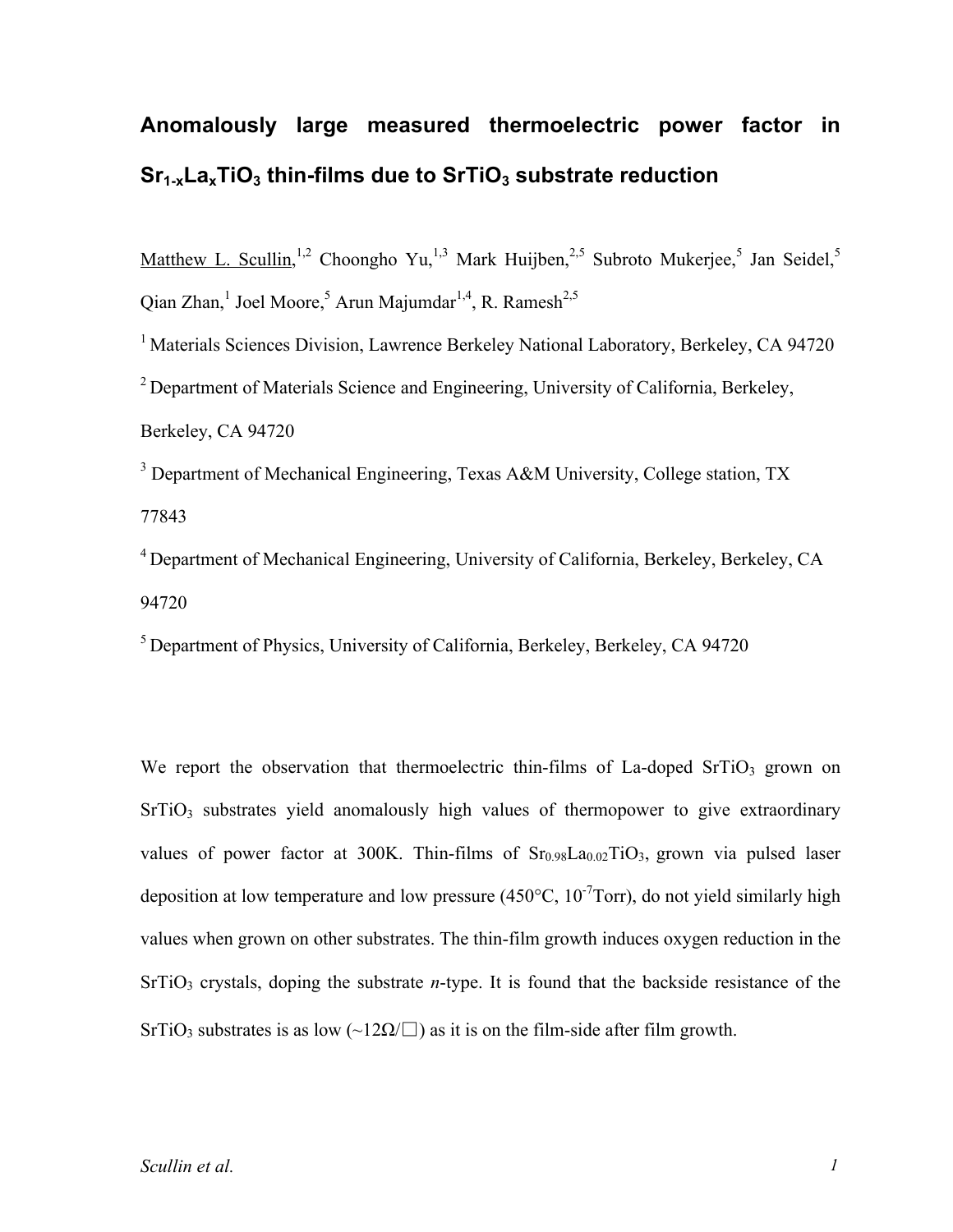# Anomalously large measured thermoelectric power factor in $Sr_{1-x}La_xTiO_3$ thin-films due to $SrTiO_3$ substrate reduction

Matthew L. Scullin,[1,2] Choongho Yu,[1,3] Mark Huijben,[2,5] Subroto Mukerjee,[5] Jan Seidel,[5] Qian Zhan,[1] Joel Moore,[5] Arun Majumdar[1,4], R. Ramesh[2,5]

[1] Materials Sciences Division, Lawrence Berkeley National Laboratory, Berkeley, CA 94720

[2] Department of Materials Science and Engineering, University of California, Berkeley, Berkeley, CA 94720

[3] Department of Mechanical Engineering, Texas A&M University, College station, TX 77843

[4] Department of Mechanical Engineering, University of California, Berkeley, Berkeley, CA 94720

[5] Department of Physics, University of California, Berkeley, Berkeley, CA 94720

We report the observation that thermoelectric thin-films of La-doped $SrTiO_3$ grown on $SrTiO_3$ substrates yield anomalously high values of thermopower to give extraordinary values of power factor at 300K. Thin-films of $Sr_{0.98}La_{0.02}TiO_3$, grown via pulsed laser deposition at low temperature and low pressure (450°C, $10^{-7}$Torr), do not yield similarly high values when grown on other substrates. The thin-film growth induces oxygen reduction in the $SrTiO_3$ crystals, doping the substrate *n*-type. It is found that the backside resistance of the $SrTiO_3$ substrates is as low (~12Ω/□) as it is on the film-side after film growth.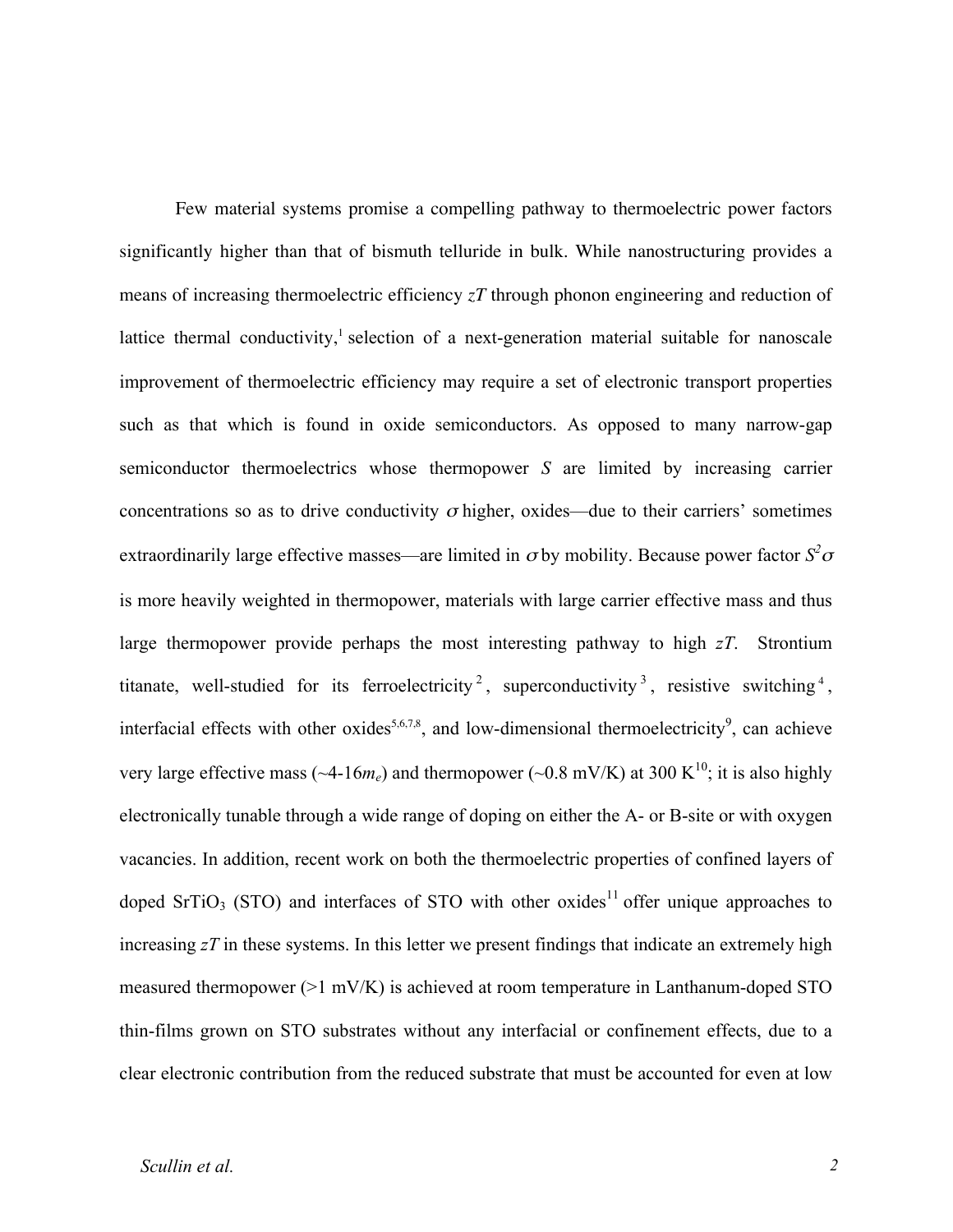Few material systems promise a compelling pathway to thermoelectric power factors significantly higher than that of bismuth telluride in bulk. While nanostructuring provides a means of increasing thermoelectric efficiency *zT* through phonon engineering and reduction of lattice thermal conductivity,[1] selection of a next-generation material suitable for nanoscale improvement of thermoelectric efficiency may require a set of electronic transport properties such as that which is found in oxide semiconductors. As opposed to many narrow-gap semiconductor thermoelectrics whose thermopower $S$ are limited by increasing carrier concentrations so as to drive conductivity $\sigma$ higher, oxides—due to their carriers' sometimes extraordinarily large effective masses—are limited in $\sigma$ by mobility. Because power factor $S^2\sigma$ is more heavily weighted in thermopower, materials with large carrier effective mass and thus large thermopower provide perhaps the most interesting pathway to high *zT*. Strontium titanate, well-studied for its ferroelectricity[2], superconductivity[3], resistive switching[4], interfacial effects with other oxides[5,6,7,8], and low-dimensional thermoelectricity[9], can achieve very large effective mass (~4-16$m_e$) and thermopower (~0.8 mV/K) at 300 K[10]; it is also highly electronically tunable through a wide range of doping on either the A- or B-site or with oxygen vacancies. In addition, recent work on both the thermoelectric properties of confined layers of doped $SrTiO_3$ (STO) and interfaces of STO with other oxides[11] offer unique approaches to increasing *zT* in these systems. In this letter we present findings that indicate an extremely high measured thermopower (>1 mV/K) is achieved at room temperature in Lanthanum-doped STO thin-films grown on STO substrates without any interfacial or confinement effects, due to a clear electronic contribution from the reduced substrate that must be accounted for even at low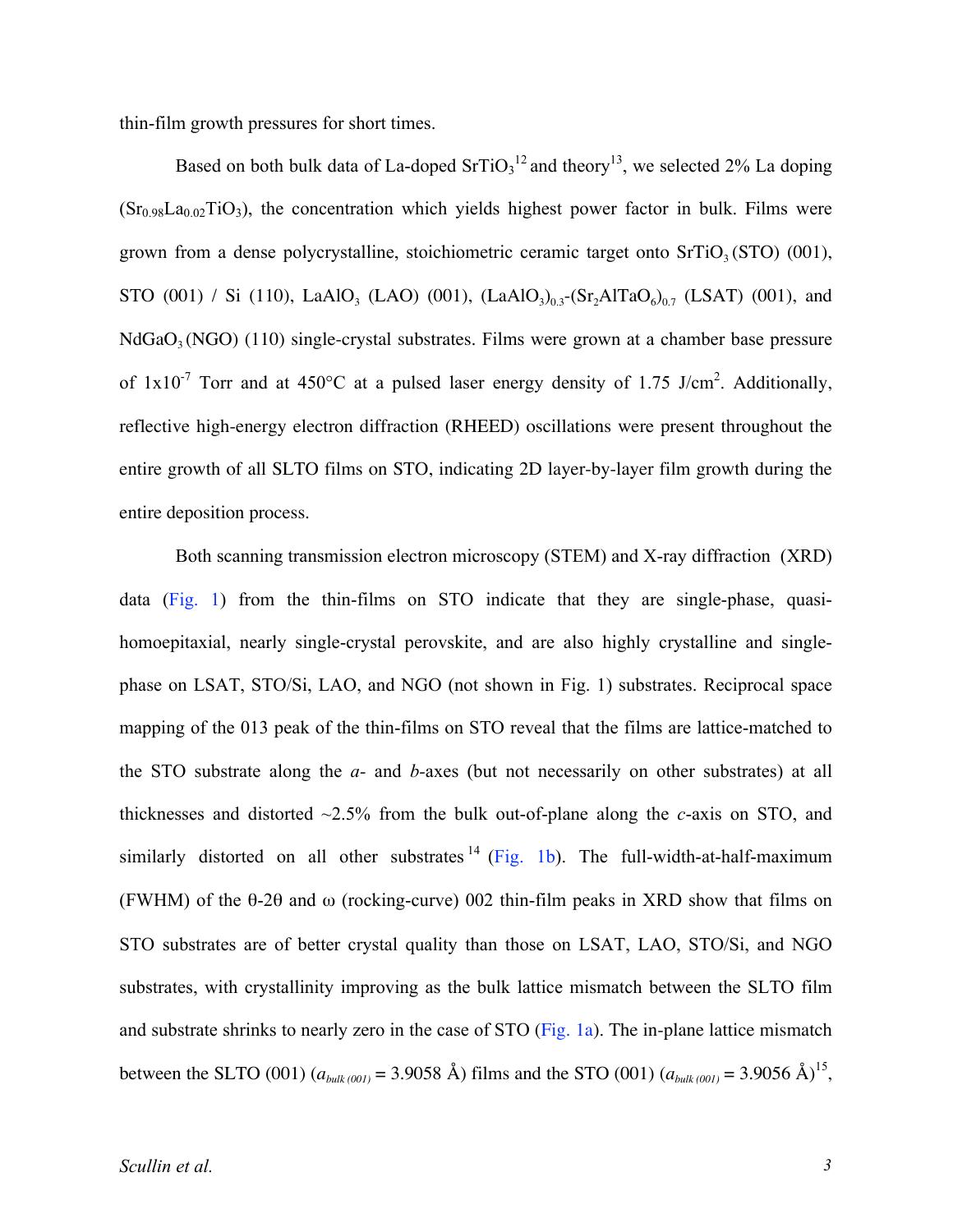thin-film growth pressures for short times.

Based on both bulk data of La-doped $SrTiO_3$[12] and theory[13], we selected 2% La doping ($Sr_{0.98}La_{0.02}TiO_3$), the concentration which yields highest power factor in bulk. Films were grown from a dense polycrystalline, stoichiometric ceramic target onto $SrTiO_3$ (STO) (001), STO (001) / Si (110), $LaAlO_3$ (LAO) (001), $(LaAlO_3)_{0.3}$-$(Sr_2AlTaO_6)_{0.7}$ (LSAT) (001), and $NdGaO_3$ (NGO) (110) single-crystal substrates. Films were grown at a chamber base pressure of $1 \times 10^{-7}$ Torr and at 450°C at a pulsed laser energy density of 1.75 J/cm$^2$. Additionally, reflective high-energy electron diffraction (RHEED) oscillations were present throughout the entire growth of all SLTO films on STO, indicating 2D layer-by-layer film growth during the entire deposition process.

Both scanning transmission electron microscopy (STEM) and X-ray diffraction (XRD) data (Fig. 1) from the thin-films on STO indicate that they are single-phase, quasi-homoepitaxial, nearly single-crystal perovskite, and are also highly crystalline and single-phase on LSAT, STO/Si, LAO, and NGO (not shown in Fig. 1) substrates. Reciprocal space mapping of the 013 peak of the thin-films on STO reveal that the films are lattice-matched to the STO substrate along the *a*- and *b*-axes (but not necessarily on other substrates) at all thicknesses and distorted ~2.5% from the bulk out-of-plane along the *c*-axis on STO, and similarly distorted on all other substrates[14] (Fig. 1b). The full-width-at-half-maximum (FWHM) of the θ-2θ and ω (rocking-curve) 002 thin-film peaks in XRD show that films on STO substrates are of better crystal quality than those on LSAT, LAO, STO/Si, and NGO substrates, with crystallinity improving as the bulk lattice mismatch between the SLTO film and substrate shrinks to nearly zero in the case of STO (Fig. 1a). The in-plane lattice mismatch between the SLTO (001) ($a_{bulk\,(001)}$ = 3.9058 Å) films and the STO (001) ($a_{bulk\,(001)}$ = 3.9056 Å)[15],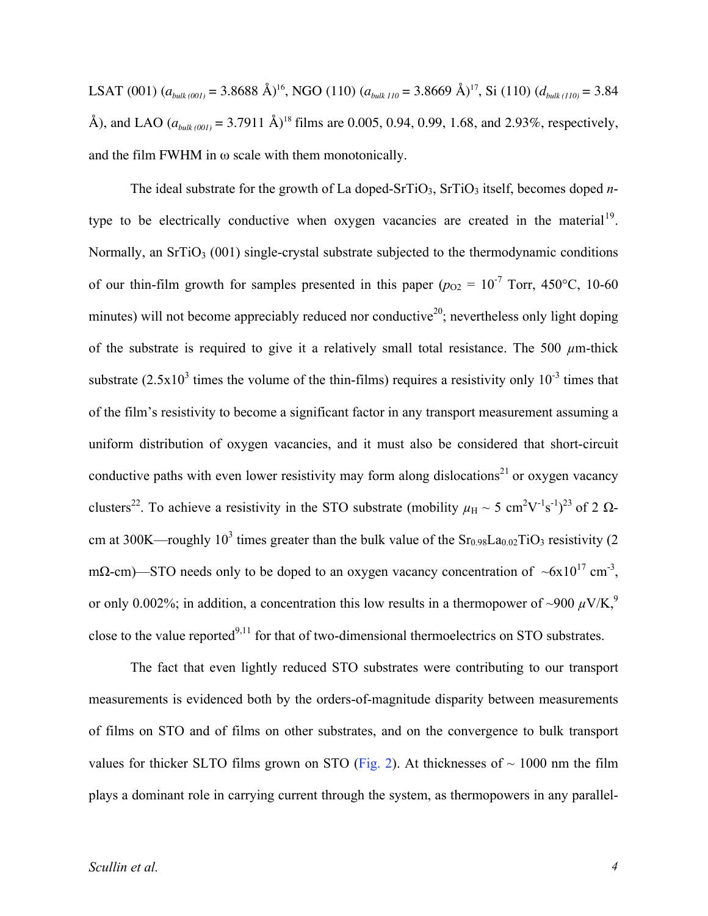LSAT (001) ($a_{bulk\,(001)}$ = 3.8688 Å)[16], NGO (110) ($a_{bulk\,110}$ = 3.8669 Å)[17], Si (110) ($d_{bulk\,(110)}$ = 3.84 Å), and LAO ($a_{bulk\,(001)}$ = 3.7911 Å)[18] films are 0.005, 0.94, 0.99, 1.68, and 2.93%, respectively, and the film FWHM in ω scale with them monotonically.

The ideal substrate for the growth of La doped-$SrTiO_3$, $SrTiO_3$ itself, becomes doped *n*-type to be electrically conductive when oxygen vacancies are created in the material[19]. Normally, an $SrTiO_3$ (001) single-crystal substrate subjected to the thermodynamic conditions of our thin-film growth for samples presented in this paper ($p_{O2}$ = $10^{-7}$ Torr, 450°C, 10-60 minutes) will not become appreciably reduced nor conductive[20]; nevertheless only light doping of the substrate is required to give it a relatively small total resistance. The 500 $\mu$m-thick substrate ($2.5 \times 10^3$ times the volume of the thin-films) requires a resistivity only $10^{-3}$ times that of the film's resistivity to become a significant factor in any transport measurement assuming a uniform distribution of oxygen vacancies, and it must also be considered that short-circuit conductive paths with even lower resistivity may form along dislocations[21] or oxygen vacancy clusters[22]. To achieve a resistivity in the STO substrate (mobility $\mu_H \sim 5$ cm$^2$V$^{-1}$s$^{-1}$)[23] of 2 Ω-cm at 300K—roughly $10^3$ times greater than the bulk value of the $Sr_{0.98}La_{0.02}TiO_3$ resistivity (2 mΩ-cm)—STO needs only to be doped to an oxygen vacancy concentration of $\sim 6 \times 10^{17}$ cm$^{-3}$, or only 0.002%; in addition, a concentration this low results in a thermopower of ~900 $\mu$V/K,[9] close to the value reported[9,11] for that of two-dimensional thermoelectrics on STO substrates.

The fact that even lightly reduced STO substrates were contributing to our transport measurements is evidenced both by the orders-of-magnitude disparity between measurements of films on STO and of films on other substrates, and on the convergence to bulk transport values for thicker SLTO films grown on STO (Fig. 2). At thicknesses of ~ 1000 nm the film plays a dominant role in carrying current through the system, as thermopowers in any parallel-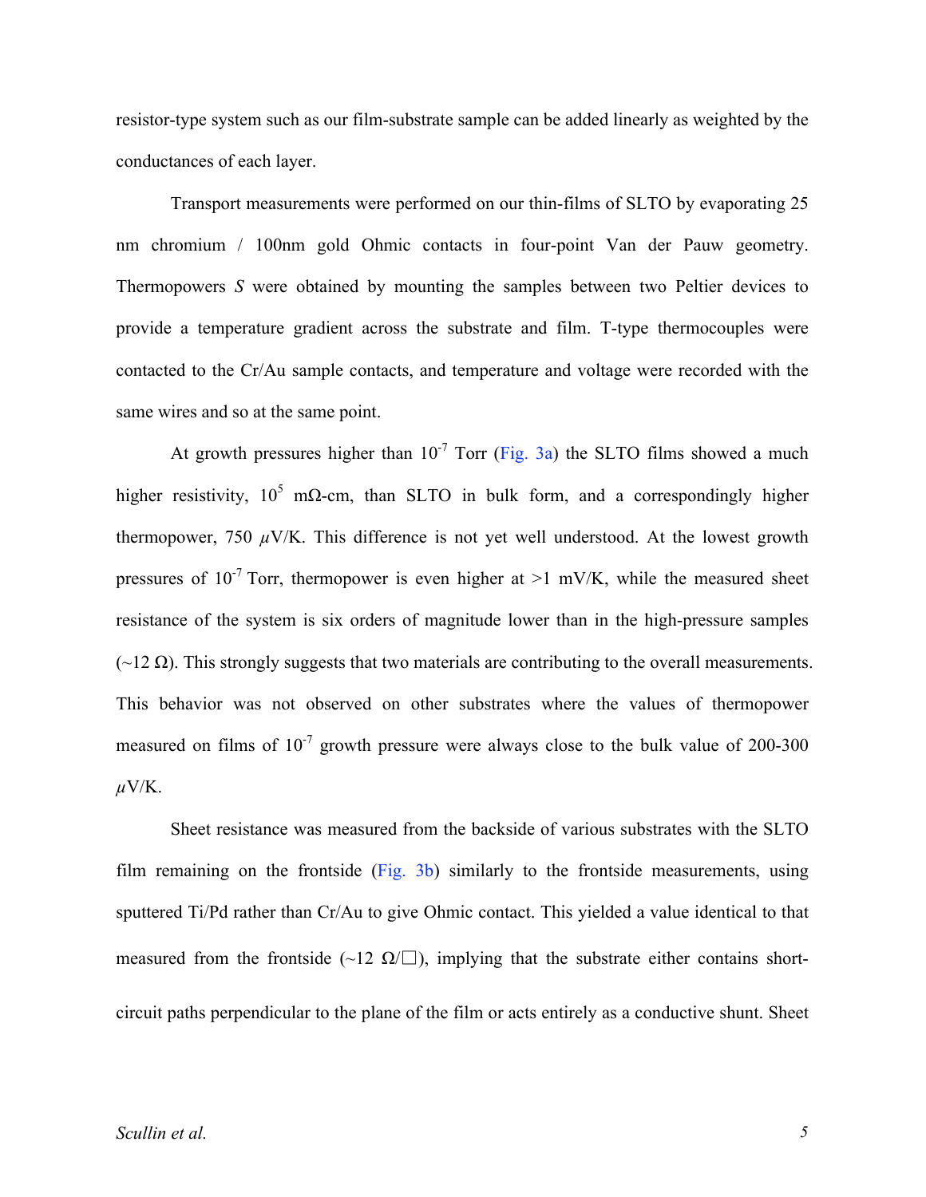resistor-type system such as our film-substrate sample can be added linearly as weighted by the conductances of each layer.

Transport measurements were performed on our thin-films of SLTO by evaporating 25 nm chromium / 100nm gold Ohmic contacts in four-point Van der Pauw geometry. Thermopowers $S$ were obtained by mounting the samples between two Peltier devices to provide a temperature gradient across the substrate and film. T-type thermocouples were contacted to the Cr/Au sample contacts, and temperature and voltage were recorded with the same wires and so at the same point.

At growth pressures higher than $10^{-7}$ Torr (Fig. 3a) the SLTO films showed a much higher resistivity, $10^{5}$ m$\Omega$-cm, than SLTO in bulk form, and a correspondingly higher thermopower, 750 $\mu$V/K. This difference is not yet well understood. At the lowest growth pressures of $10^{-7}$ Torr, thermopower is even higher at >1 mV/K, while the measured sheet resistance of the system is six orders of magnitude lower than in the high-pressure samples (~12 $\Omega$). This strongly suggests that two materials are contributing to the overall measurements. This behavior was not observed on other substrates where the values of thermopower measured on films of $10^{-7}$ growth pressure were always close to the bulk value of 200-300 $\mu$V/K.

Sheet resistance was measured from the backside of various substrates with the SLTO film remaining on the frontside (Fig. 3b) similarly to the frontside measurements, using sputtered Ti/Pd rather than Cr/Au to give Ohmic contact. This yielded a value identical to that measured from the frontside (~12 $\Omega/\square$), implying that the substrate either contains short-circuit paths perpendicular to the plane of the film or acts entirely as a conductive shunt. Sheet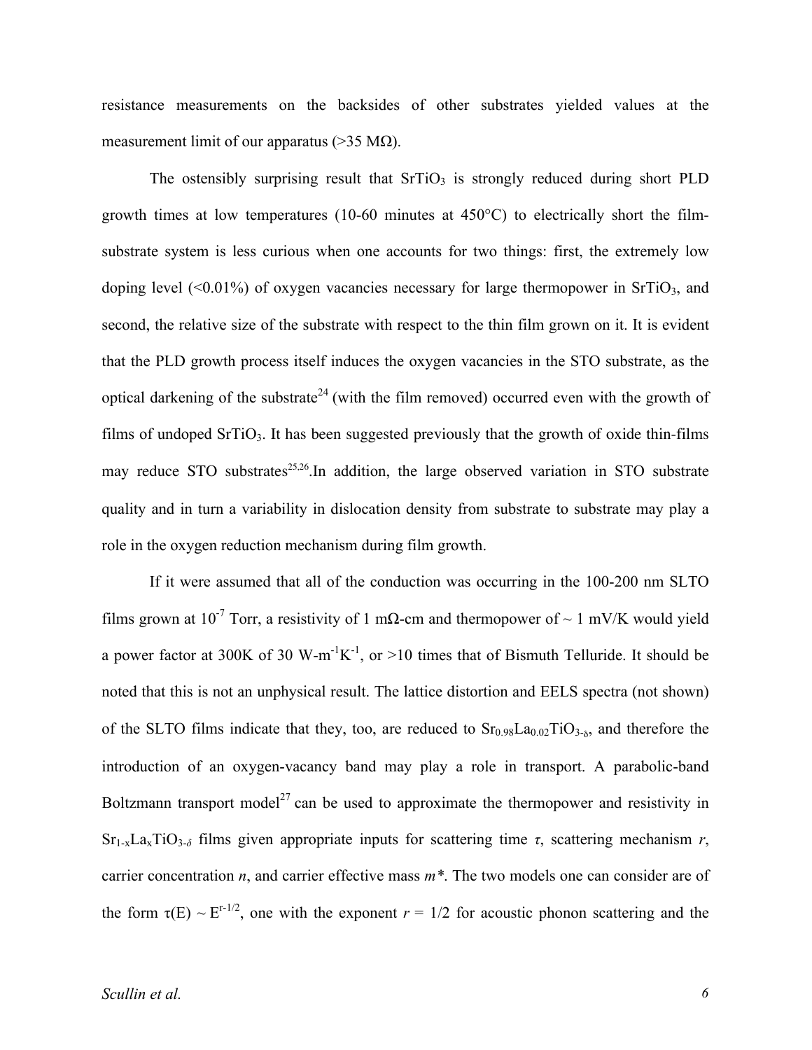resistance measurements on the backsides of other substrates yielded values at the measurement limit of our apparatus (>35 MΩ).

The ostensibly surprising result that $SrTiO_3$ is strongly reduced during short PLD growth times at low temperatures (10-60 minutes at 450°C) to electrically short the film-substrate system is less curious when one accounts for two things: first, the extremely low doping level (<0.01%) of oxygen vacancies necessary for large thermopower in $SrTiO_3$, and second, the relative size of the substrate with respect to the thin film grown on it. It is evident that the PLD growth process itself induces the oxygen vacancies in the STO substrate, as the optical darkening of the substrate[24] (with the film removed) occurred even with the growth of films of undoped $SrTiO_3$. It has been suggested previously that the growth of oxide thin-films may reduce STO substrates[25,26].In addition, the large observed variation in STO substrate quality and in turn a variability in dislocation density from substrate to substrate may play a role in the oxygen reduction mechanism during film growth.

If it were assumed that all of the conduction was occurring in the 100-200 nm SLTO films grown at $10^{-7}$ Torr, a resistivity of 1 mΩ-cm and thermopower of ~ 1 mV/K would yield a power factor at 300K of 30 W-m$^{-1}$K$^{-1}$, or >10 times that of Bismuth Telluride. It should be noted that this is not an unphysical result. The lattice distortion and EELS spectra (not shown) of the SLTO films indicate that they, too, are reduced to $Sr_{0.98}La_{0.02}TiO_{3-\delta}$, and therefore the introduction of an oxygen-vacancy band may play a role in transport. A parabolic-band Boltzmann transport model[27] can be used to approximate the thermopower and resistivity in $Sr_{1-x}La_xTiO_{3-\delta}$ films given appropriate inputs for scattering time $\tau$, scattering mechanism $r$, carrier concentration $n$, and carrier effective mass $m^*$. The two models one can consider are of the form $\tau(E) \sim E^{r-1/2}$, one with the exponent $r = 1/2$ for acoustic phonon scattering and the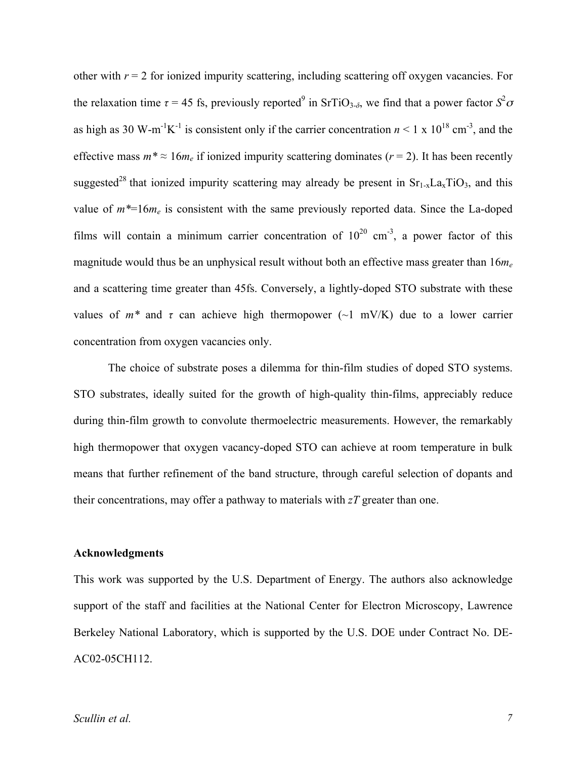other with $r = 2$ for ionized impurity scattering, including scattering off oxygen vacancies. For the relaxation time $\tau = 45$ fs, previously reported[9] in $SrTiO_{3-\delta}$, we find that a power factor $S^2\sigma$ as high as 30 W-m$^{-1}$K$^{-1}$ is consistent only if the carrier concentration $n < 1 \times 10^{18}$ cm$^{-3}$, and the effective mass $m^* \approx 16m_e$ if ionized impurity scattering dominates ($r = 2$). It has been recently suggested[28] that ionized impurity scattering may already be present in $Sr_{1-x}La_xTiO_3$, and this value of $m^*=16m_e$ is consistent with the same previously reported data. Since the La-doped films will contain a minimum carrier concentration of $10^{20}$ cm$^{-3}$, a power factor of this magnitude would thus be an unphysical result without both an effective mass greater than $16m_e$ and a scattering time greater than 45fs. Conversely, a lightly-doped STO substrate with these values of $m^*$ and $\tau$ can achieve high thermopower (~1 mV/K) due to a lower carrier concentration from oxygen vacancies only.

The choice of substrate poses a dilemma for thin-film studies of doped STO systems. STO substrates, ideally suited for the growth of high-quality thin-films, appreciably reduce during thin-film growth to convolute thermoelectric measurements. However, the remarkably high thermopower that oxygen vacancy-doped STO can achieve at room temperature in bulk means that further refinement of the band structure, through careful selection of dopants and their concentrations, may offer a pathway to materials with $zT$ greater than one.

**Acknowledgments**

This work was supported by the U.S. Department of Energy. The authors also acknowledge support of the staff and facilities at the National Center for Electron Microscopy, Lawrence Berkeley National Laboratory, which is supported by the U.S. DOE under Contract No. DE-AC02-05CH112.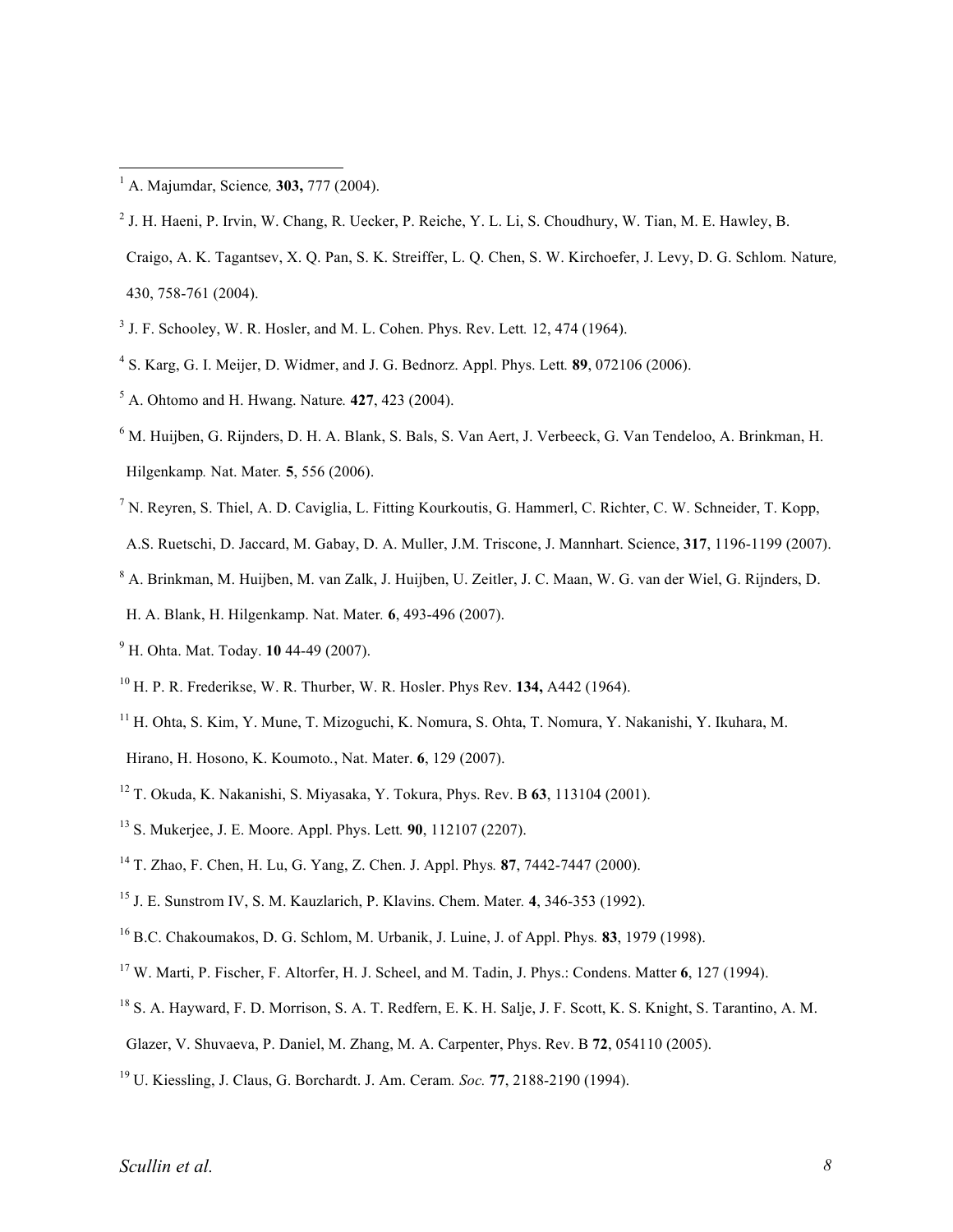[1] A. Majumdar, Science, **303,** 777 (2004).

[2] J. H. Haeni, P. Irvin, W. Chang, R. Uecker, P. Reiche, Y. L. Li, S. Choudhury, W. Tian, M. E. Hawley, B. Craigo, A. K. Tagantsev, X. Q. Pan, S. K. Streiffer, L. Q. Chen, S. W. Kirchoefer, J. Levy, D. G. Schlom. Nature, 430, 758-761 (2004).

[3] J. F. Schooley, W. R. Hosler, and M. L. Cohen. Phys. Rev. Lett. 12, 474 (1964).

[4] S. Karg, G. I. Meijer, D. Widmer, and J. G. Bednorz. Appl. Phys. Lett. **89**, 072106 (2006).

[5] A. Ohtomo and H. Hwang. Nature. **427**, 423 (2004).

[6] M. Huijben, G. Rijnders, D. H. A. Blank, S. Bals, S. Van Aert, J. Verbeeck, G. Van Tendeloo, A. Brinkman, H. Hilgenkamp. Nat. Mater. **5**, 556 (2006).

[7] N. Reyren, S. Thiel, A. D. Caviglia, L. Fitting Kourkoutis, G. Hammerl, C. Richter, C. W. Schneider, T. Kopp, A.S. Ruetschi, D. Jaccard, M. Gabay, D. A. Muller, J.M. Triscone, J. Mannhart. Science, **317**, 1196-1199 (2007).

[8] A. Brinkman, M. Huijben, M. van Zalk, J. Huijben, U. Zeitler, J. C. Maan, W. G. van der Wiel, G. Rijnders, D. H. A. Blank, H. Hilgenkamp. Nat. Mater. **6**, 493-496 (2007).

[9] H. Ohta. Mat. Today. **10** 44-49 (2007).

[10] H. P. R. Frederikse, W. R. Thurber, W. R. Hosler. Phys Rev. **134,** A442 (1964).

[11] H. Ohta, S. Kim, Y. Mune, T. Mizoguchi, K. Nomura, S. Ohta, T. Nomura, Y. Nakanishi, Y. Ikuhara, M. Hirano, H. Hosono, K. Koumoto., Nat. Mater. **6**, 129 (2007).

[12] T. Okuda, K. Nakanishi, S. Miyasaka, Y. Tokura, Phys. Rev. B **63**, 113104 (2001).

[13] S. Mukerjee, J. E. Moore. Appl. Phys. Lett. **90**, 112107 (2207).

[14] T. Zhao, F. Chen, H. Lu, G. Yang, Z. Chen. J. Appl. Phys. **87**, 7442-7447 (2000).

[15] J. E. Sunstrom IV, S. M. Kauzlarich, P. Klavins. Chem. Mater. **4**, 346-353 (1992).

[16] B.C. Chakoumakos, D. G. Schlom, M. Urbanik, J. Luine, J. of Appl. Phys. **83**, 1979 (1998).

[17] W. Marti, P. Fischer, F. Altorfer, H. J. Scheel, and M. Tadin, J. Phys.: Condens. Matter **6**, 127 (1994).

[18] S. A. Hayward, F. D. Morrison, S. A. T. Redfern, E. K. H. Salje, J. F. Scott, K. S. Knight, S. Tarantino, A. M. Glazer, V. Shuvaeva, P. Daniel, M. Zhang, M. A. Carpenter, Phys. Rev. B **72**, 054110 (2005).

[19] U. Kiessling, J. Claus, G. Borchardt. J. Am. Ceram. *Soc.* **77**, 2188-2190 (1994).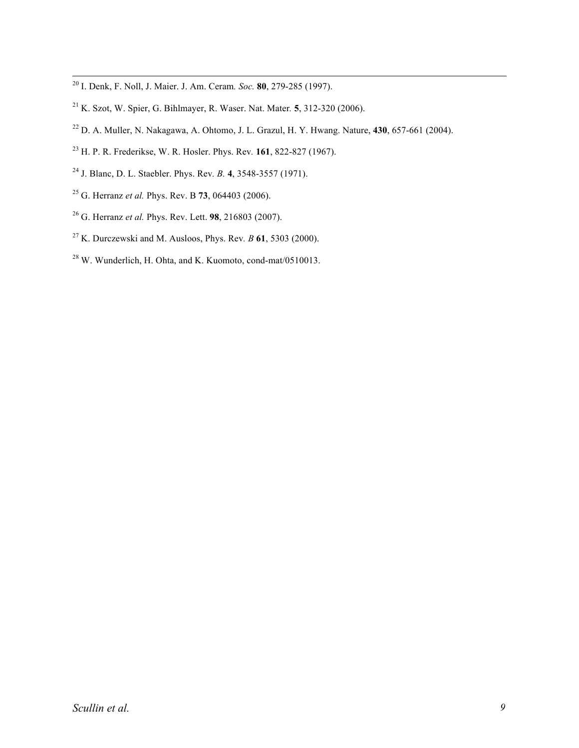[20] I. Denk, F. Noll, J. Maier. J. Am. Ceram. *Soc.* **80**, 279-285 (1997).

[21] K. Szot, W. Spier, G. Bihlmayer, R. Waser. Nat. Mater. **5**, 312-320 (2006).

[22] D. A. Muller, N. Nakagawa, A. Ohtomo, J. L. Grazul, H. Y. Hwang. Nature, **430**, 657-661 (2004).

[23] H. P. R. Frederikse, W. R. Hosler. Phys. Rev. **161**, 822-827 (1967).

[24] J. Blanc, D. L. Staebler. Phys. Rev. *B*. **4**, 3548-3557 (1971).

[25] G. Herranz *et al.* Phys. Rev. B **73**, 064403 (2006).

[26] G. Herranz *et al.* Phys. Rev. Lett. **98**, 216803 (2007).

[27] K. Durczewski and M. Ausloos, Phys. Rev. *B* **61**, 5303 (2000).

[28] W. Wunderlich, H. Ohta, and K. Kuomoto, cond-mat/0510013.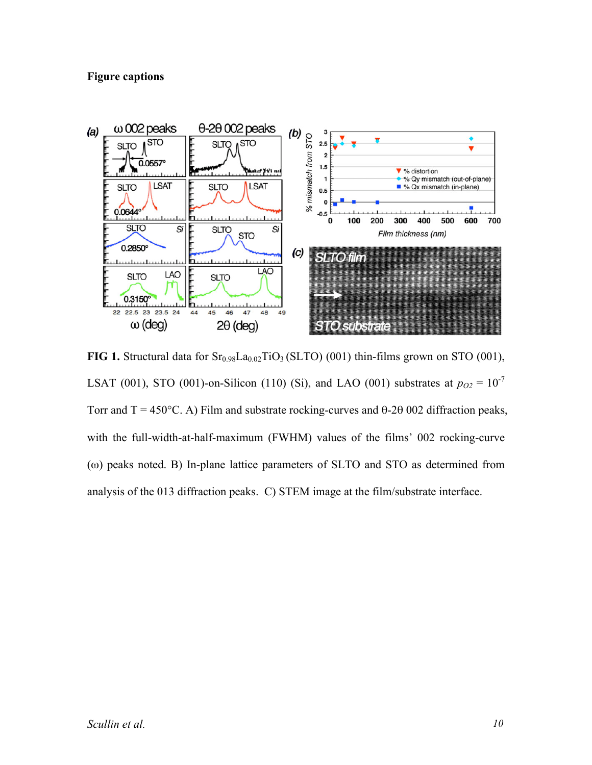**Figure captions**

**FIG 1.** Structural data for $Sr_{0.98}La_{0.02}TiO_3$ (SLTO) (001) thin-films grown on STO (001), LSAT (001), STO (001)-on-Silicon (110) (Si), and LAO (001) substrates at $p_{O2} = 10^{-7}$ Torr and T = 450°C. A) Film and substrate rocking-curves and θ-2θ 002 diffraction peaks, with the full-width-at-half-maximum (FWHM) values of the films' 002 rocking-curve (ω) peaks noted. B) In-plane lattice parameters of SLTO and STO as determined from analysis of the 013 diffraction peaks. C) STEM image at the film/substrate interface.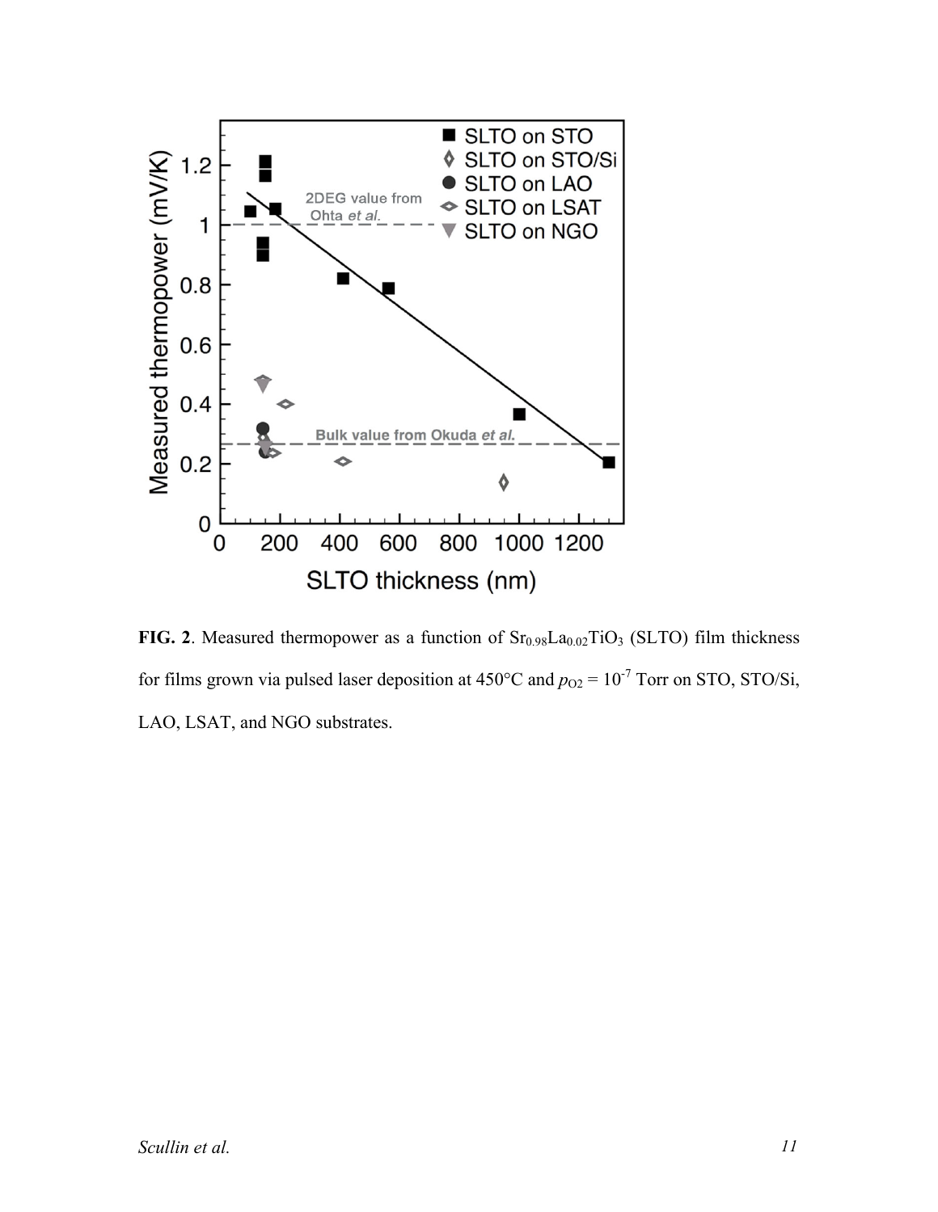**FIG. 2**. Measured thermopower as a function of $Sr_{0.98}La_{0.02}TiO_3$ (SLTO) film thickness for films grown via pulsed laser deposition at 450°C and $p_{O2} = 10^{-7}$ Torr on STO, STO/Si, LAO, LSAT, and NGO substrates.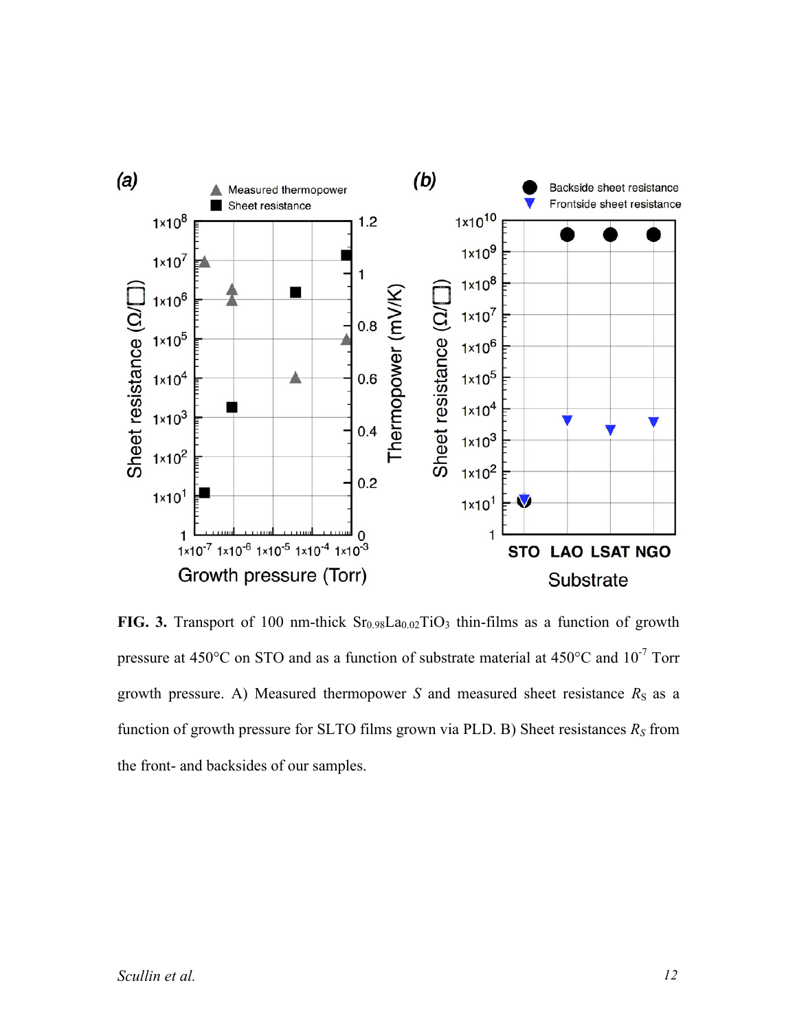(a)

Measured thermopower

Sheet resistance

Sheet resistance (Ω/□)

$1\times10^8$

$1\times10^7$

$1\times10^6$

$1\times10^5$

$1\times10^4$

$1\times10^3$

$1\times10^2$

$1\times10^1$

1

$1\times10^{-7}$ $1\times10^{-6}$ $1\times10^{-5}$ $1\times10^{-4}$ $1\times10^{-3}$

Growth pressure (Torr)

1.2

1

0.8

0.6

0.4

0.2

0

Thermopower (mV/K)

(b)

Backside sheet resistance

Frontside sheet resistance

Sheet resistance (Ω/□)

$1\times10^{10}$

$1\times10^9$

$1\times10^8$

$1\times10^7$

$1\times10^6$

$1\times10^5$

$1\times10^4$

$1\times10^3$

$1\times10^2$

$1\times10^1$

1

STO LAO LSAT NGO

Substrate

**FIG. 3.** Transport of 100 nm-thick $Sr_{0.98}La_{0.02}TiO_3$ thin-films as a function of growth pressure at 450°C on STO and as a function of substrate material at 450°C and $10^{-7}$ Torr growth pressure. A) Measured thermopower $S$ and measured sheet resistance $R_S$ as a function of growth pressure for SLTO films grown via PLD. B) Sheet resistances $R_S$ from the front- and backsides of our samples.